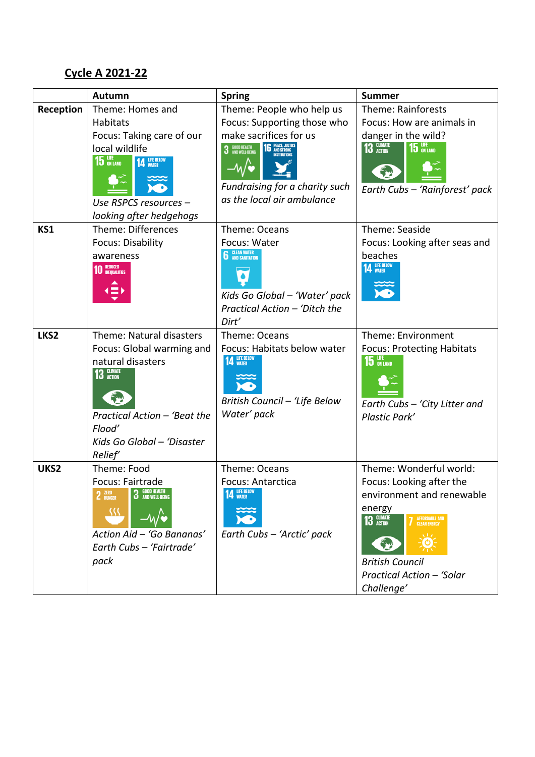## Cycle A 2021-22

| | Autumn | Spring | Summer |
|---|---|---|---|
| **Reception** | Theme: Homes and Habitats<br>Focus: Taking care of our local wildlife<br>15 LIFE ON LAND 14 LIFE BELOW WATER<br>*Use RSPCS resources – looking after hedgehogs* | Theme: People who help us<br>Focus: Supporting those who make sacrifices for us<br>3 GOOD HEALTH AND WELL-BEING 16 PEACE, JUSTICE AND STRONG INSTITUTIONS<br>*Fundraising for a charity such as the local air ambulance* | Theme: Rainforests<br>Focus: How are animals in danger in the wild?<br>13 CLIMATE ACTION 15 LIFE ON LAND<br>*Earth Cubs – 'Rainforest' pack* |
| **KS1** | Theme: Differences<br>Focus: Disability awareness<br>10 REDUCED INEQUALITIES | Theme: Oceans<br>Focus: Water<br>6 CLEAN WATER AND SANITATION<br>*Kids Go Global – 'Water' pack*<br>*Practical Action – 'Ditch the Dirt'* | Theme: Seaside<br>Focus: Looking after seas and beaches<br>14 LIFE BELOW WATER |
| **LKS2** | Theme: Natural disasters<br>Focus: Global warming and natural disasters<br>13 CLIMATE ACTION<br>*Practical Action – 'Beat the Flood'*<br>*Kids Go Global – 'Disaster Relief'* | Theme: Oceans<br>Focus: Habitats below water<br>14 LIFE BELOW WATER<br>*British Council – 'Life Below Water' pack* | Theme: Environment<br>Focus: Protecting Habitats<br>15 LIFE ON LAND<br>*Earth Cubs – 'City Litter and Plastic Park'* |
| **UKS2** | Theme: Food<br>Focus: Fairtrade<br>2 ZERO HUNGER 3 GOOD HEALTH AND WELL-BEING<br>*Action Aid – 'Go Bananas'*<br>*Earth Cubs – 'Fairtrade' pack* | Theme: Oceans<br>Focus: Antarctica<br>14 LIFE BELOW WATER<br>*Earth Cubs – 'Arctic' pack* | Theme: Wonderful world:<br>Focus: Looking after the environment and renewable energy<br>13 CLIMATE ACTION 7 AFFORDABLE AND CLEAN ENERGY<br>*British Council*<br>*Practical Action – 'Solar Challenge'* |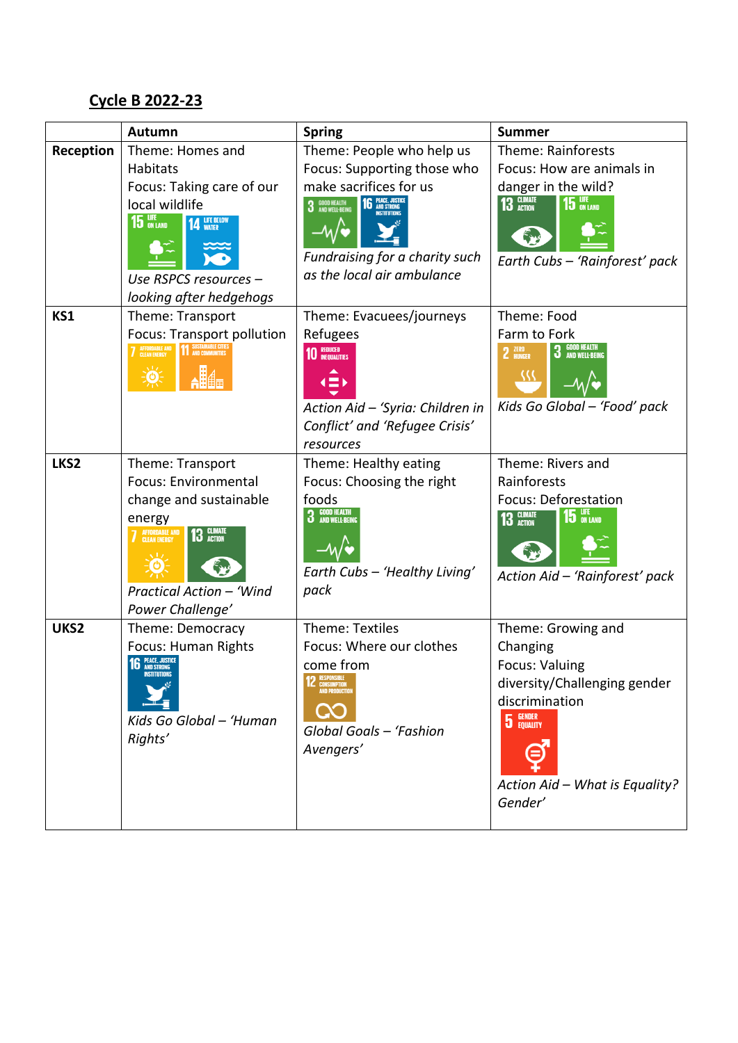**Cycle B 2022-23**

| | Autumn | Spring | Summer |
|---|---|---|---|
| **Reception** | Theme: Homes and Habitats<br>Focus: Taking care of our local wildlife<br>15 LIFE ON LAND<br>14 LIFE BELOW WATER<br>*Use RSPCS resources – looking after hedgehogs* | Theme: People who help us<br>Focus: Supporting those who make sacrifices for us<br>3 GOOD HEALTH AND WELL-BEING<br>16 PEACE, JUSTICE AND STRONG INSTITUTIONS<br>*Fundraising for a charity such as the local air ambulance* | Theme: Rainforests<br>Focus: How are animals in danger in the wild?<br>13 CLIMATE ACTION<br>15 LIFE ON LAND<br>*Earth Cubs – 'Rainforest' pack* |
| **KS1** | Theme: Transport<br>Focus: Transport pollution<br>7 AFFORDABLE AND CLEAN ENERGY<br>11 SUSTAINABLE CITIES AND COMMUNITIES | Theme: Evacuees/journeys Refugees<br>10 REDUCED INEQUALITIES<br>*Action Aid – 'Syria: Children in Conflict' and 'Refugee Crisis' resources* | Theme: Food<br>Farm to Fork<br>2 ZERO HUNGER<br>3 GOOD HEALTH AND WELL-BEING<br>*Kids Go Global – 'Food' pack* |
| **LKS2** | Theme: Transport<br>Focus: Environmental change and sustainable energy<br>7 AFFORDABLE AND CLEAN ENERGY<br>13 CLIMATE ACTION<br>*Practical Action – 'Wind Power Challenge'* | Theme: Healthy eating<br>Focus: Choosing the right foods<br>3 GOOD HEALTH AND WELL-BEING<br>*Earth Cubs – 'Healthy Living' pack* | Theme: Rivers and Rainforests<br>Focus: Deforestation<br>13 CLIMATE ACTION<br>15 LIFE ON LAND<br>*Action Aid – 'Rainforest' pack* |
| **UKS2** | Theme: Democracy<br>Focus: Human Rights<br>16 PEACE, JUSTICE AND STRONG INSTITUTIONS<br>*Kids Go Global – 'Human Rights'* | Theme: Textiles<br>Focus: Where our clothes come from<br>12 RESPONSIBLE CONSUMPTION AND PRODUCTION<br>*Global Goals – 'Fashion Avengers'* | Theme: Growing and Changing<br>Focus: Valuing diversity/Challenging gender discrimination<br>5 GENDER EQUALITY<br>*Action Aid – What is Equality? Gender'* |